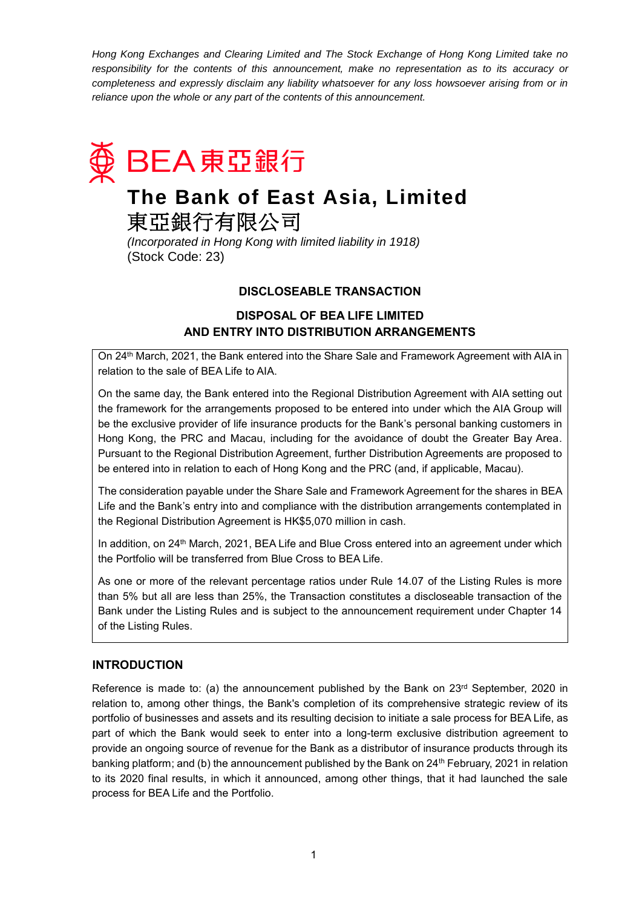*Hong Kong Exchanges and Clearing Limited and The Stock Exchange of Hong Kong Limited take no responsibility for the contents of this announcement, make no representation as to its accuracy or completeness and expressly disclaim any liability whatsoever for any loss howsoever arising from or in reliance upon the whole or any part of the contents of this announcement.*

BEA 東亞銀行

# The Bank of East Asia, Limited
# 東亞銀行有限公司

*(Incorporated in Hong Kong with limited liability in 1918)*
(Stock Code: 23)

## DISCLOSEABLE TRANSACTION

## DISPOSAL OF BEA LIFE LIMITED AND ENTRY INTO DISTRIBUTION ARRANGEMENTS

On 24th March, 2021, the Bank entered into the Share Sale and Framework Agreement with AIA in relation to the sale of BEA Life to AIA.

On the same day, the Bank entered into the Regional Distribution Agreement with AIA setting out the framework for the arrangements proposed to be entered into under which the AIA Group will be the exclusive provider of life insurance products for the Bank's personal banking customers in Hong Kong, the PRC and Macau, including for the avoidance of doubt the Greater Bay Area. Pursuant to the Regional Distribution Agreement, further Distribution Agreements are proposed to be entered into in relation to each of Hong Kong and the PRC (and, if applicable, Macau).

The consideration payable under the Share Sale and Framework Agreement for the shares in BEA Life and the Bank's entry into and compliance with the distribution arrangements contemplated in the Regional Distribution Agreement is HK$5,070 million in cash.

In addition, on 24th March, 2021, BEA Life and Blue Cross entered into an agreement under which the Portfolio will be transferred from Blue Cross to BEA Life.

As one or more of the relevant percentage ratios under Rule 14.07 of the Listing Rules is more than 5% but all are less than 25%, the Transaction constitutes a discloseable transaction of the Bank under the Listing Rules and is subject to the announcement requirement under Chapter 14 of the Listing Rules.

## INTRODUCTION

Reference is made to: (a) the announcement published by the Bank on 23rd September, 2020 in relation to, among other things, the Bank's completion of its comprehensive strategic review of its portfolio of businesses and assets and its resulting decision to initiate a sale process for BEA Life, as part of which the Bank would seek to enter into a long-term exclusive distribution agreement to provide an ongoing source of revenue for the Bank as a distributor of insurance products through its banking platform; and (b) the announcement published by the Bank on 24th February, 2021 in relation to its 2020 final results, in which it announced, among other things, that it had launched the sale process for BEA Life and the Portfolio.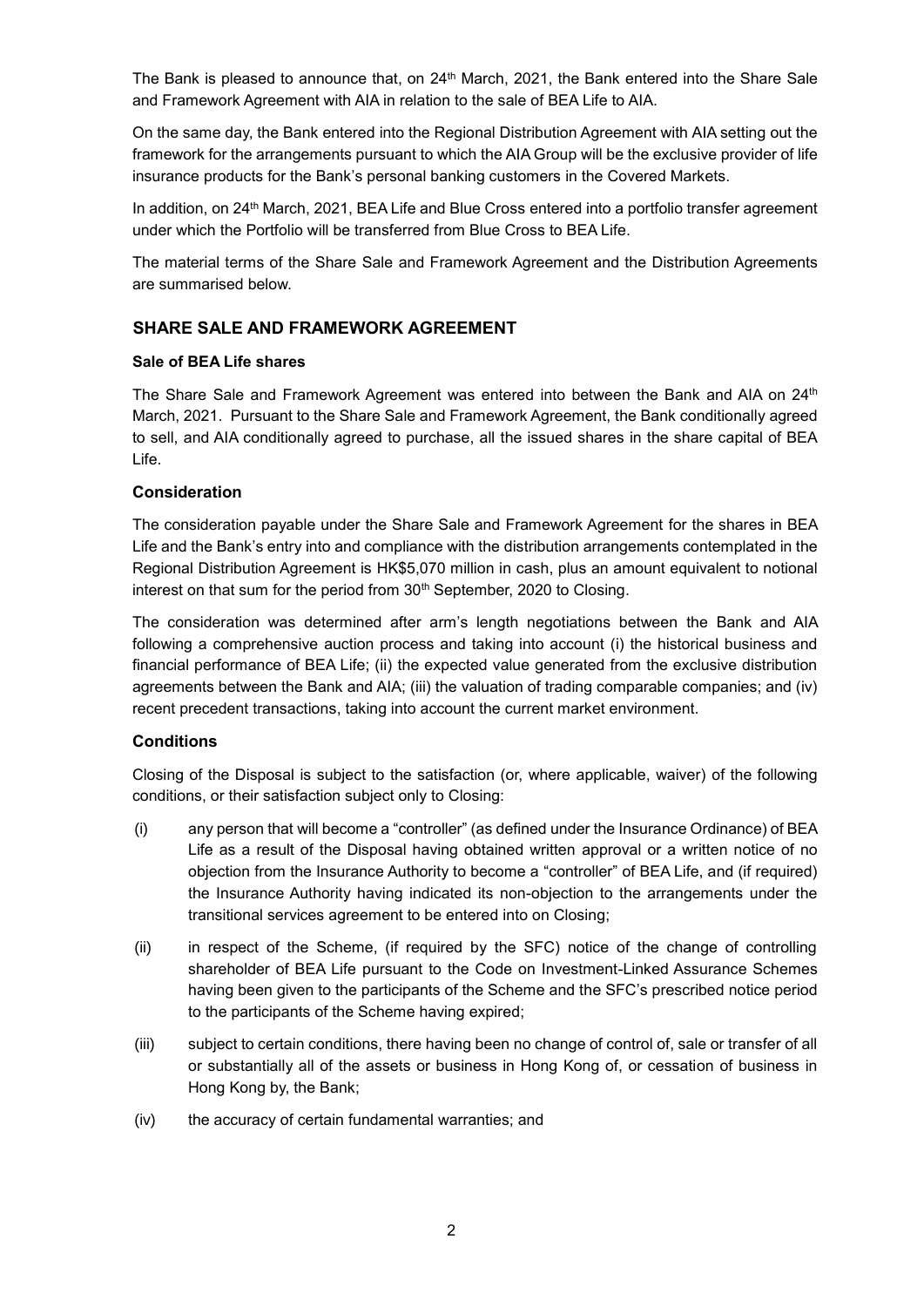The Bank is pleased to announce that, on 24th March, 2021, the Bank entered into the Share Sale and Framework Agreement with AIA in relation to the sale of BEA Life to AIA.

On the same day, the Bank entered into the Regional Distribution Agreement with AIA setting out the framework for the arrangements pursuant to which the AIA Group will be the exclusive provider of life insurance products for the Bank's personal banking customers in the Covered Markets.

In addition, on 24th March, 2021, BEA Life and Blue Cross entered into a portfolio transfer agreement under which the Portfolio will be transferred from Blue Cross to BEA Life.

The material terms of the Share Sale and Framework Agreement and the Distribution Agreements are summarised below.

## SHARE SALE AND FRAMEWORK AGREEMENT

**Sale of BEA Life shares**

The Share Sale and Framework Agreement was entered into between the Bank and AIA on 24th March, 2021. Pursuant to the Share Sale and Framework Agreement, the Bank conditionally agreed to sell, and AIA conditionally agreed to purchase, all the issued shares in the share capital of BEA Life.

### Consideration

The consideration payable under the Share Sale and Framework Agreement for the shares in BEA Life and the Bank's entry into and compliance with the distribution arrangements contemplated in the Regional Distribution Agreement is HK$5,070 million in cash, plus an amount equivalent to notional interest on that sum for the period from 30th September, 2020 to Closing.

The consideration was determined after arm's length negotiations between the Bank and AIA following a comprehensive auction process and taking into account (i) the historical business and financial performance of BEA Life; (ii) the expected value generated from the exclusive distribution agreements between the Bank and AIA; (iii) the valuation of trading comparable companies; and (iv) recent precedent transactions, taking into account the current market environment.

### Conditions

Closing of the Disposal is subject to the satisfaction (or, where applicable, waiver) of the following conditions, or their satisfaction subject only to Closing:

(i) any person that will become a "controller" (as defined under the Insurance Ordinance) of BEA Life as a result of the Disposal having obtained written approval or a written notice of no objection from the Insurance Authority to become a "controller" of BEA Life, and (if required) the Insurance Authority having indicated its non-objection to the arrangements under the transitional services agreement to be entered into on Closing;

(ii) in respect of the Scheme, (if required by the SFC) notice of the change of controlling shareholder of BEA Life pursuant to the Code on Investment-Linked Assurance Schemes having been given to the participants of the Scheme and the SFC's prescribed notice period to the participants of the Scheme having expired;

(iii) subject to certain conditions, there having been no change of control of, sale or transfer of all or substantially all of the assets or business in Hong Kong of, or cessation of business in Hong Kong by, the Bank;

(iv) the accuracy of certain fundamental warranties; and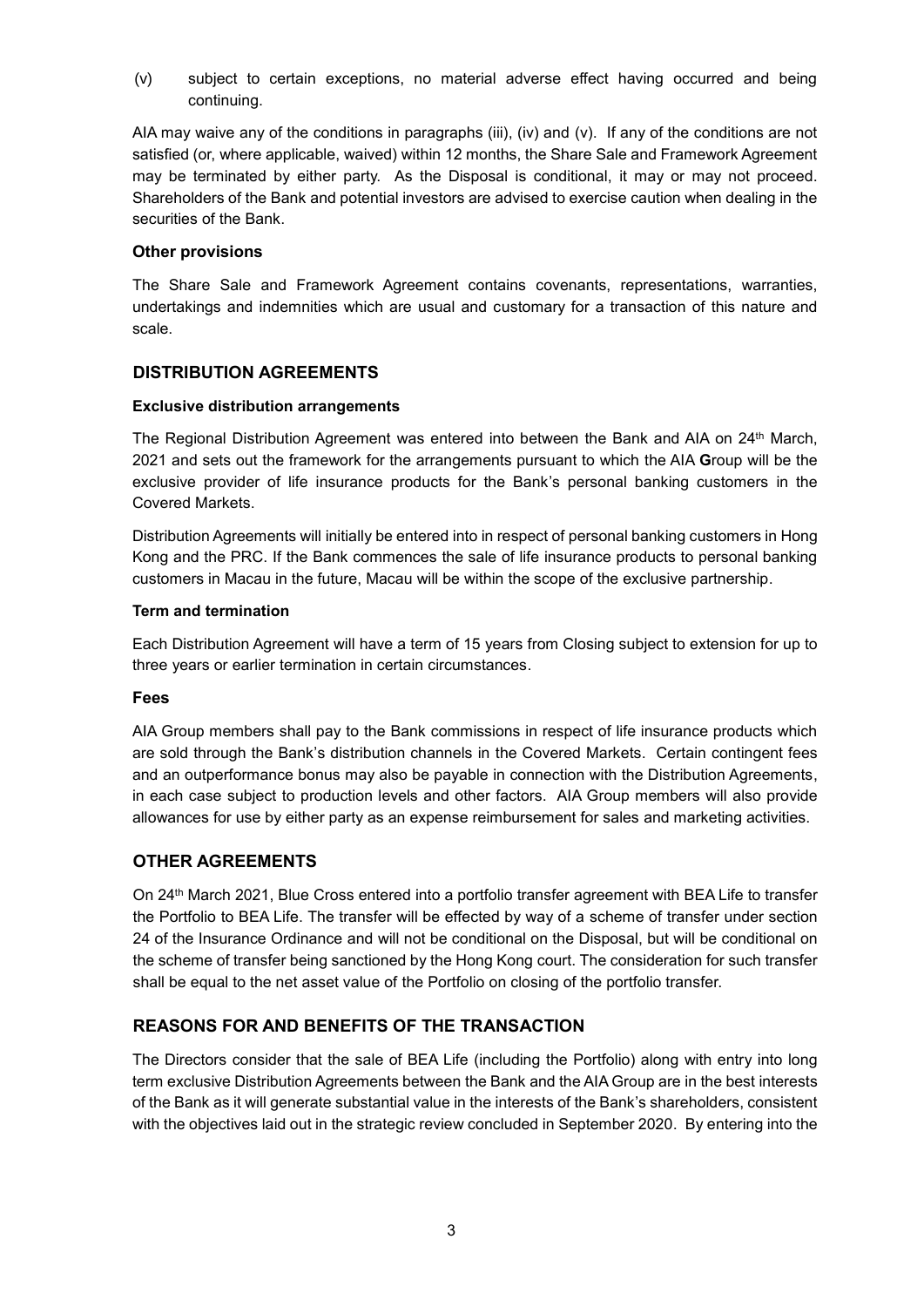(v) subject to certain exceptions, no material adverse effect having occurred and being continuing.

AIA may waive any of the conditions in paragraphs (iii), (iv) and (v). If any of the conditions are not satisfied (or, where applicable, waived) within 12 months, the Share Sale and Framework Agreement may be terminated by either party. As the Disposal is conditional, it may or may not proceed. Shareholders of the Bank and potential investors are advised to exercise caution when dealing in the securities of the Bank.

### Other provisions

The Share Sale and Framework Agreement contains covenants, representations, warranties, undertakings and indemnities which are usual and customary for a transaction of this nature and scale.

## DISTRIBUTION AGREEMENTS

### Exclusive distribution arrangements

The Regional Distribution Agreement was entered into between the Bank and AIA on 24th March, 2021 and sets out the framework for the arrangements pursuant to which the AIA Group will be the exclusive provider of life insurance products for the Bank's personal banking customers in the Covered Markets.

Distribution Agreements will initially be entered into in respect of personal banking customers in Hong Kong and the PRC. If the Bank commences the sale of life insurance products to personal banking customers in Macau in the future, Macau will be within the scope of the exclusive partnership.

### Term and termination

Each Distribution Agreement will have a term of 15 years from Closing subject to extension for up to three years or earlier termination in certain circumstances.

### Fees

AIA Group members shall pay to the Bank commissions in respect of life insurance products which are sold through the Bank's distribution channels in the Covered Markets. Certain contingent fees and an outperformance bonus may also be payable in connection with the Distribution Agreements, in each case subject to production levels and other factors. AIA Group members will also provide allowances for use by either party as an expense reimbursement for sales and marketing activities.

## OTHER AGREEMENTS

On 24th March 2021, Blue Cross entered into a portfolio transfer agreement with BEA Life to transfer the Portfolio to BEA Life. The transfer will be effected by way of a scheme of transfer under section 24 of the Insurance Ordinance and will not be conditional on the Disposal, but will be conditional on the scheme of transfer being sanctioned by the Hong Kong court. The consideration for such transfer shall be equal to the net asset value of the Portfolio on closing of the portfolio transfer.

## REASONS FOR AND BENEFITS OF THE TRANSACTION

The Directors consider that the sale of BEA Life (including the Portfolio) along with entry into long term exclusive Distribution Agreements between the Bank and the AIA Group are in the best interests of the Bank as it will generate substantial value in the interests of the Bank's shareholders, consistent with the objectives laid out in the strategic review concluded in September 2020. By entering into the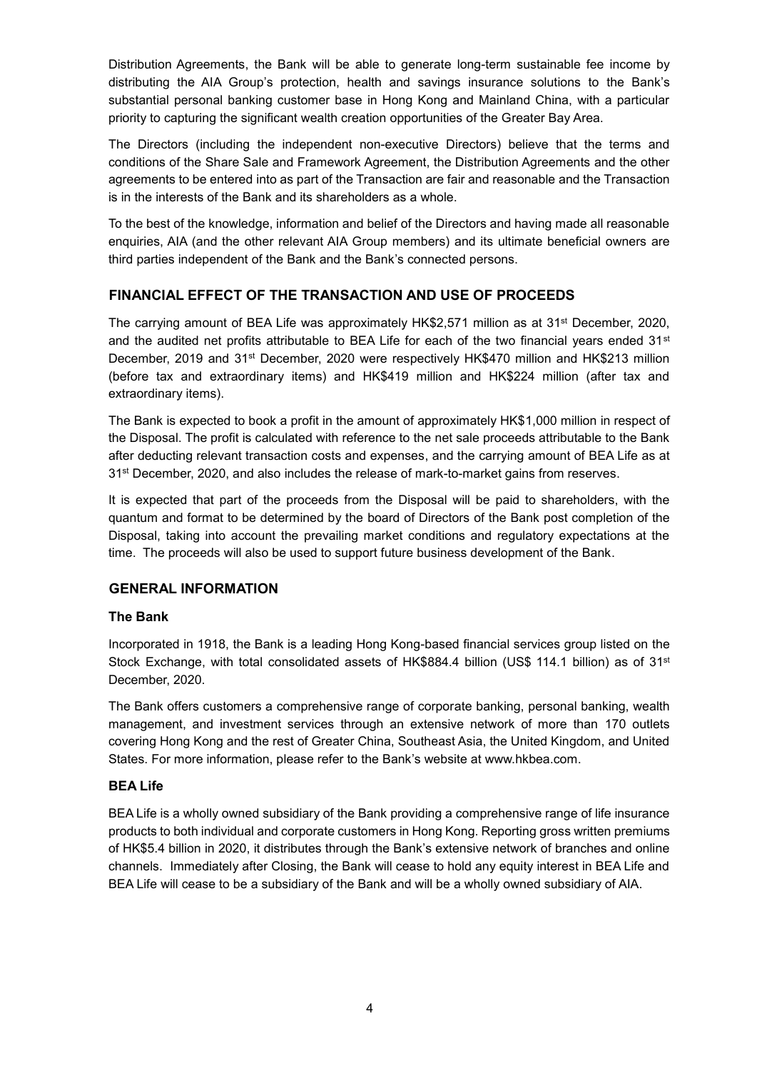Distribution Agreements, the Bank will be able to generate long-term sustainable fee income by distributing the AIA Group's protection, health and savings insurance solutions to the Bank's substantial personal banking customer base in Hong Kong and Mainland China, with a particular priority to capturing the significant wealth creation opportunities of the Greater Bay Area.

The Directors (including the independent non-executive Directors) believe that the terms and conditions of the Share Sale and Framework Agreement, the Distribution Agreements and the other agreements to be entered into as part of the Transaction are fair and reasonable and the Transaction is in the interests of the Bank and its shareholders as a whole.

To the best of the knowledge, information and belief of the Directors and having made all reasonable enquiries, AIA (and the other relevant AIA Group members) and its ultimate beneficial owners are third parties independent of the Bank and the Bank's connected persons.

## FINANCIAL EFFECT OF THE TRANSACTION AND USE OF PROCEEDS

The carrying amount of BEA Life was approximately HK$2,571 million as at 31st December, 2020, and the audited net profits attributable to BEA Life for each of the two financial years ended 31st December, 2019 and 31st December, 2020 were respectively HK$470 million and HK$213 million (before tax and extraordinary items) and HK$419 million and HK$224 million (after tax and extraordinary items).

The Bank is expected to book a profit in the amount of approximately HK$1,000 million in respect of the Disposal. The profit is calculated with reference to the net sale proceeds attributable to the Bank after deducting relevant transaction costs and expenses, and the carrying amount of BEA Life as at 31st December, 2020, and also includes the release of mark-to-market gains from reserves.

It is expected that part of the proceeds from the Disposal will be paid to shareholders, with the quantum and format to be determined by the board of Directors of the Bank post completion of the Disposal, taking into account the prevailing market conditions and regulatory expectations at the time. The proceeds will also be used to support future business development of the Bank.

## GENERAL INFORMATION

### The Bank

Incorporated in 1918, the Bank is a leading Hong Kong-based financial services group listed on the Stock Exchange, with total consolidated assets of HK$884.4 billion (US$ 114.1 billion) as of 31st December, 2020.

The Bank offers customers a comprehensive range of corporate banking, personal banking, wealth management, and investment services through an extensive network of more than 170 outlets covering Hong Kong and the rest of Greater China, Southeast Asia, the United Kingdom, and United States. For more information, please refer to the Bank's website at www.hkbea.com.

### BEA Life

BEA Life is a wholly owned subsidiary of the Bank providing a comprehensive range of life insurance products to both individual and corporate customers in Hong Kong. Reporting gross written premiums of HK$5.4 billion in 2020, it distributes through the Bank's extensive network of branches and online channels. Immediately after Closing, the Bank will cease to hold any equity interest in BEA Life and BEA Life will cease to be a subsidiary of the Bank and will be a wholly owned subsidiary of AIA.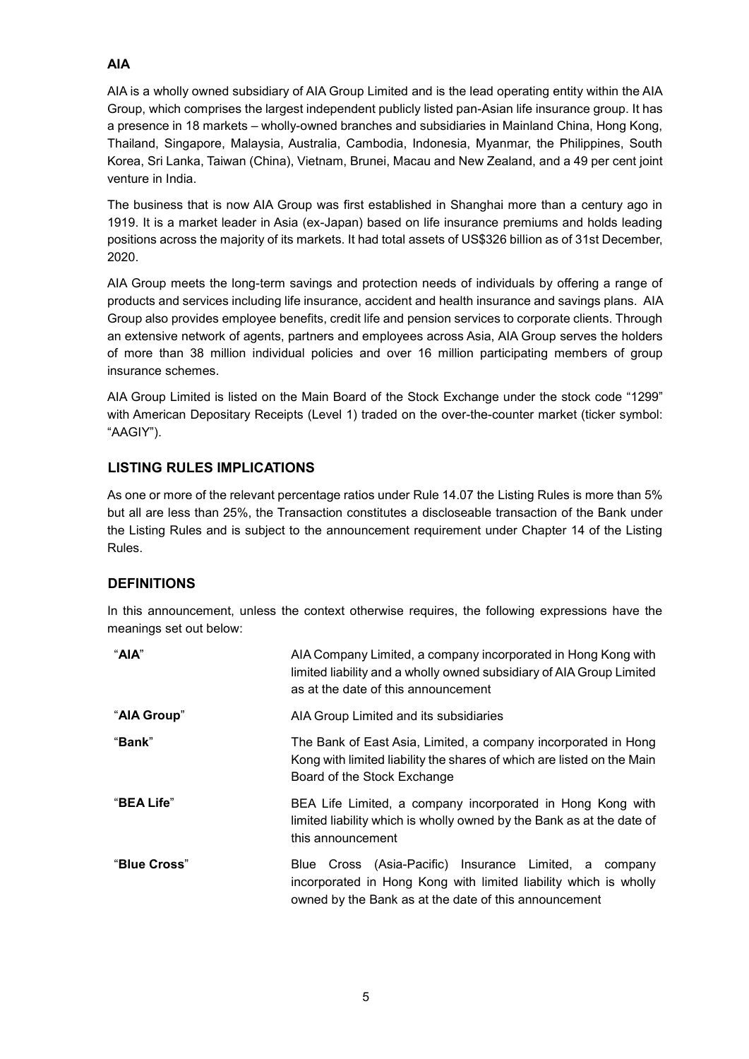### AIA

AIA is a wholly owned subsidiary of AIA Group Limited and is the lead operating entity within the AIA Group, which comprises the largest independent publicly listed pan-Asian life insurance group. It has a presence in 18 markets – wholly-owned branches and subsidiaries in Mainland China, Hong Kong, Thailand, Singapore, Malaysia, Australia, Cambodia, Indonesia, Myanmar, the Philippines, South Korea, Sri Lanka, Taiwan (China), Vietnam, Brunei, Macau and New Zealand, and a 49 per cent joint venture in India.

The business that is now AIA Group was first established in Shanghai more than a century ago in 1919. It is a market leader in Asia (ex-Japan) based on life insurance premiums and holds leading positions across the majority of its markets. It had total assets of US$326 billion as of 31st December, 2020.

AIA Group meets the long-term savings and protection needs of individuals by offering a range of products and services including life insurance, accident and health insurance and savings plans. AIA Group also provides employee benefits, credit life and pension services to corporate clients. Through an extensive network of agents, partners and employees across Asia, AIA Group serves the holders of more than 38 million individual policies and over 16 million participating members of group insurance schemes.

AIA Group Limited is listed on the Main Board of the Stock Exchange under the stock code "1299" with American Depositary Receipts (Level 1) traded on the over-the-counter market (ticker symbol: "AAGIY").

## LISTING RULES IMPLICATIONS

As one or more of the relevant percentage ratios under Rule 14.07 the Listing Rules is more than 5% but all are less than 25%, the Transaction constitutes a discloseable transaction of the Bank under the Listing Rules and is subject to the announcement requirement under Chapter 14 of the Listing Rules.

## DEFINITIONS

In this announcement, unless the context otherwise requires, the following expressions have the meanings set out below:

| | |
|---|---|
| "**AIA**" | AIA Company Limited, a company incorporated in Hong Kong with limited liability and a wholly owned subsidiary of AIA Group Limited as at the date of this announcement |
| "**AIA Group**" | AIA Group Limited and its subsidiaries |
| "**Bank**" | The Bank of East Asia, Limited, a company incorporated in Hong Kong with limited liability the shares of which are listed on the Main Board of the Stock Exchange |
| "**BEA Life**" | BEA Life Limited, a company incorporated in Hong Kong with limited liability which is wholly owned by the Bank as at the date of this announcement |
| "**Blue Cross**" | Blue Cross (Asia-Pacific) Insurance Limited, a company incorporated in Hong Kong with limited liability which is wholly owned by the Bank as at the date of this announcement |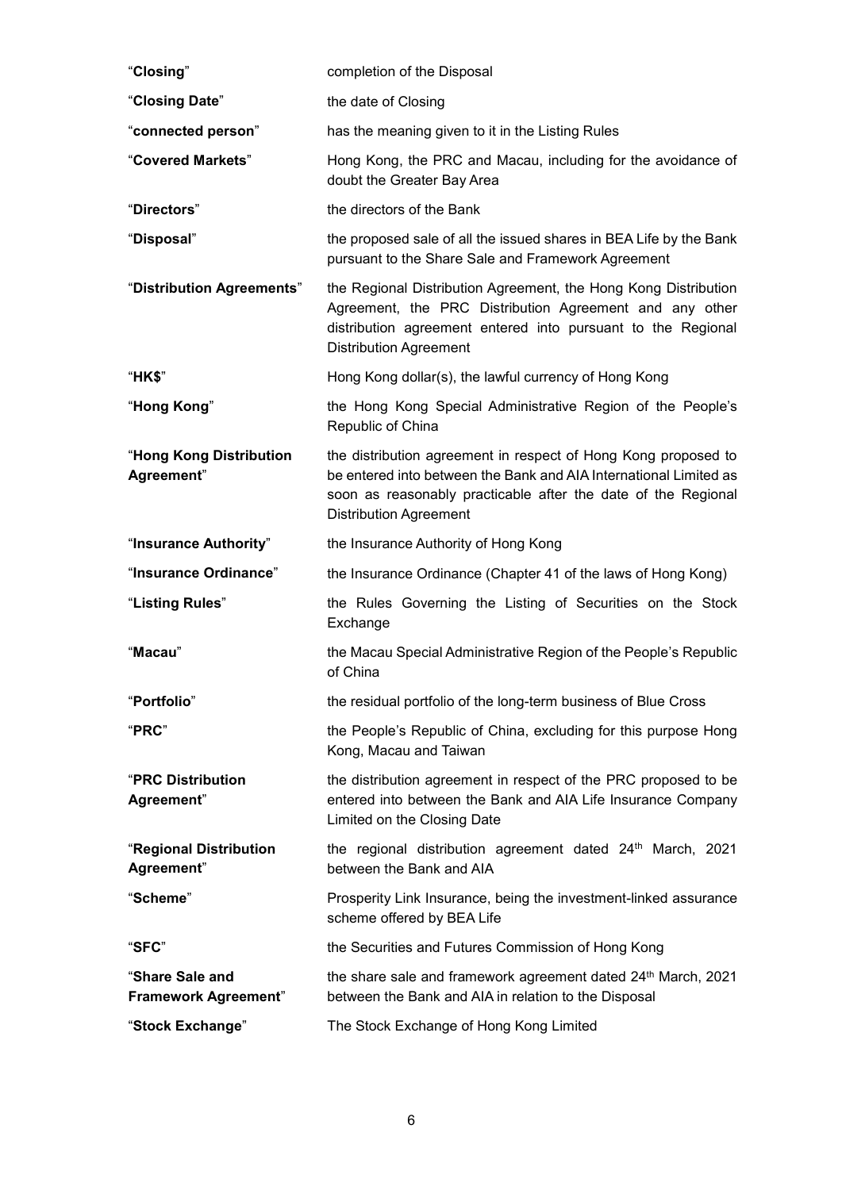| | |
|---|---|
| "**Closing**" | completion of the Disposal |
| "**Closing Date**" | the date of Closing |
| "**connected person**" | has the meaning given to it in the Listing Rules |
| "**Covered Markets**" | Hong Kong, the PRC and Macau, including for the avoidance of doubt the Greater Bay Area |
| "**Directors**" | the directors of the Bank |
| "**Disposal**" | the proposed sale of all the issued shares in BEA Life by the Bank pursuant to the Share Sale and Framework Agreement |
| "**Distribution Agreements**" | the Regional Distribution Agreement, the Hong Kong Distribution Agreement, the PRC Distribution Agreement and any other distribution agreement entered into pursuant to the Regional Distribution Agreement |
| "**HK$**" | Hong Kong dollar(s), the lawful currency of Hong Kong |
| "**Hong Kong**" | the Hong Kong Special Administrative Region of the People's Republic of China |
| "**Hong Kong Distribution Agreement**" | the distribution agreement in respect of Hong Kong proposed to be entered into between the Bank and AIA International Limited as soon as reasonably practicable after the date of the Regional Distribution Agreement |
| "**Insurance Authority**" | the Insurance Authority of Hong Kong |
| "**Insurance Ordinance**" | the Insurance Ordinance (Chapter 41 of the laws of Hong Kong) |
| "**Listing Rules**" | the Rules Governing the Listing of Securities on the Stock Exchange |
| "**Macau**" | the Macau Special Administrative Region of the People's Republic of China |
| "**Portfolio**" | the residual portfolio of the long-term business of Blue Cross |
| "**PRC**" | the People's Republic of China, excluding for this purpose Hong Kong, Macau and Taiwan |
| "**PRC Distribution Agreement**" | the distribution agreement in respect of the PRC proposed to be entered into between the Bank and AIA Life Insurance Company Limited on the Closing Date |
| "**Regional Distribution Agreement**" | the regional distribution agreement dated 24th March, 2021 between the Bank and AIA |
| "**Scheme**" | Prosperity Link Insurance, being the investment-linked assurance scheme offered by BEA Life |
| "**SFC**" | the Securities and Futures Commission of Hong Kong |
| "**Share Sale and Framework Agreement**" | the share sale and framework agreement dated 24th March, 2021 between the Bank and AIA in relation to the Disposal |
| "**Stock Exchange**" | The Stock Exchange of Hong Kong Limited |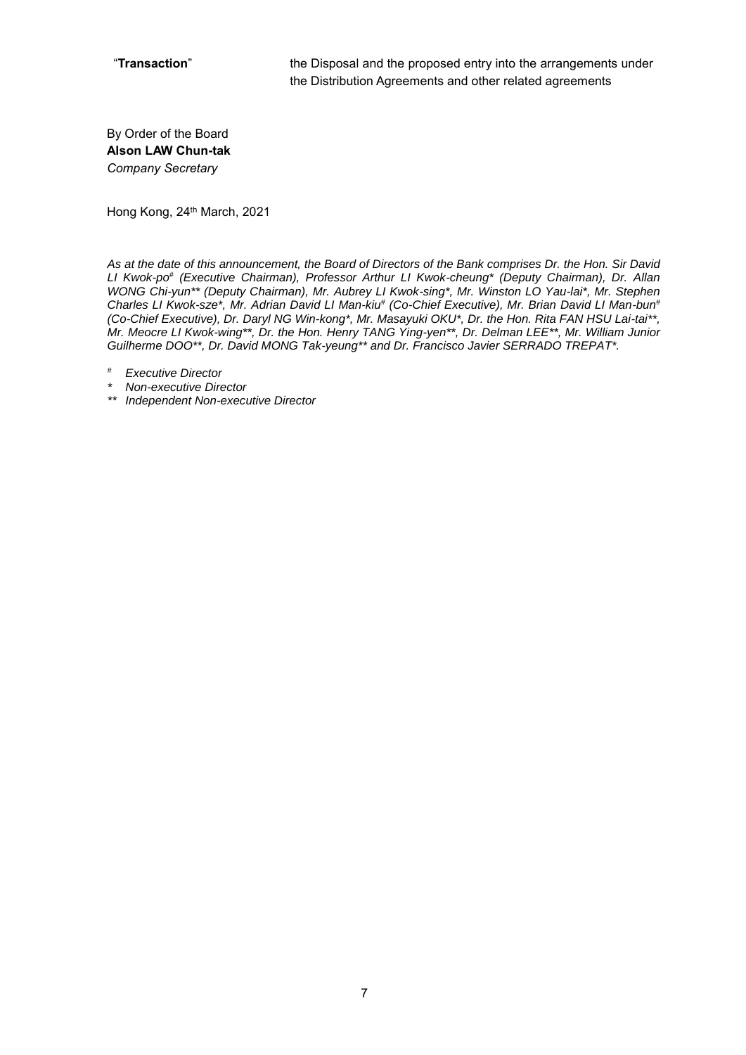| | |
|---|---|
| "**Transaction**" | the Disposal and the proposed entry into the arrangements under the Distribution Agreements and other related agreements |

By Order of the Board
**Alson LAW Chun-tak**
*Company Secretary*

Hong Kong, 24th March, 2021

*As at the date of this announcement, the Board of Directors of the Bank comprises Dr. the Hon. Sir David LI Kwok-po# (Executive Chairman), Professor Arthur LI Kwok-cheung* (Deputy Chairman), Dr. Allan WONG Chi-yun** (Deputy Chairman), Mr. Aubrey LI Kwok-sing*, Mr. Winston LO Yau-lai*, Mr. Stephen Charles LI Kwok-sze*, Mr. Adrian David LI Man-kiu# (Co-Chief Executive), Mr. Brian David LI Man-bun# (Co-Chief Executive), Dr. Daryl NG Win-kong*, Mr. Masayuki OKU*, Dr. the Hon. Rita FAN HSU Lai-tai**, Mr. Meocre LI Kwok-wing**, Dr. the Hon. Henry TANG Ying-yen**, Dr. Delman LEE**, Mr. William Junior Guilherme DOO**, Dr. David MONG Tak-yeung** and Dr. Francisco Javier SERRADO TREPAT*.*

*# Executive Director*
*\* Non-executive Director*
*\*\* Independent Non-executive Director*